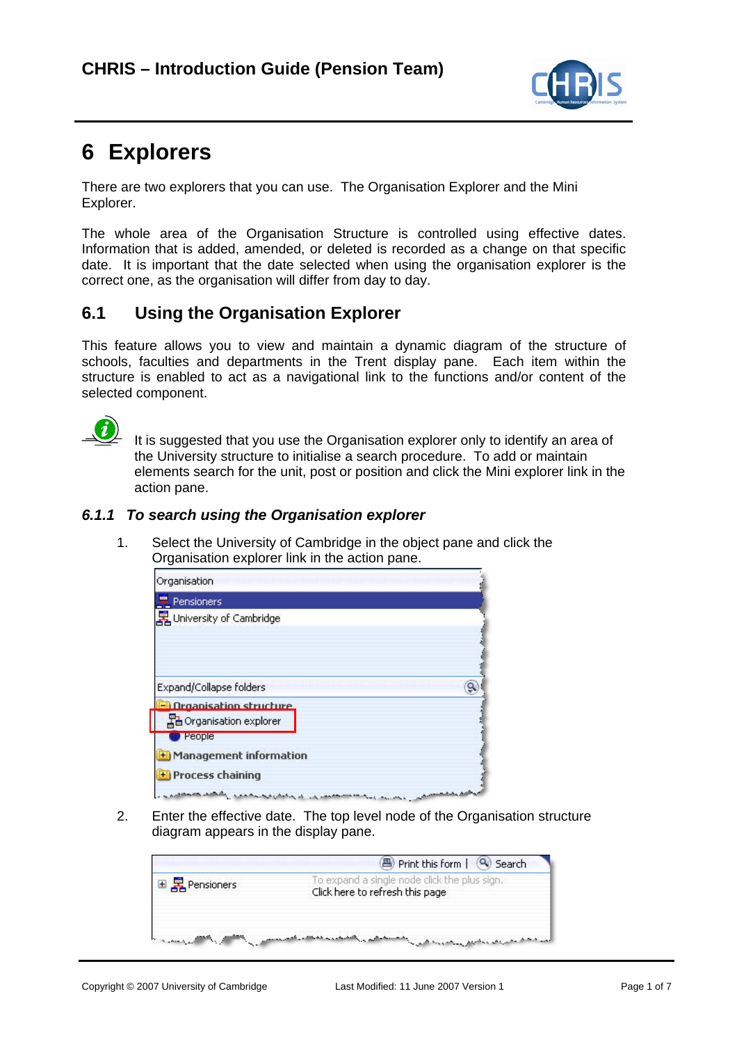# 6 Explorers

There are two explorers that you can use. The Organisation Explorer and the Mini Explorer.

The whole area of the Organisation Structure is controlled using effective dates. Information that is added, amended, or deleted is recorded as a change on that specific date. It is important that the date selected when using the organisation explorer is the correct one, as the organisation will differ from day to day.

## 6.1 Using the Organisation Explorer

This feature allows you to view and maintain a dynamic diagram of the structure of schools, faculties and departments in the Trent display pane. Each item within the structure is enabled to act as a navigational link to the functions and/or content of the selected component.

It is suggested that you use the Organisation explorer only to identify an area of the University structure to initialise a search procedure. To add or maintain elements search for the unit, post or position and click the Mini explorer link in the action pane.

### *6.1.1 To search using the Organisation explorer*

1. Select the University of Cambridge in the object pane and click the Organisation explorer link in the action pane.

2. Enter the effective date. The top level node of the Organisation structure diagram appears in the display pane.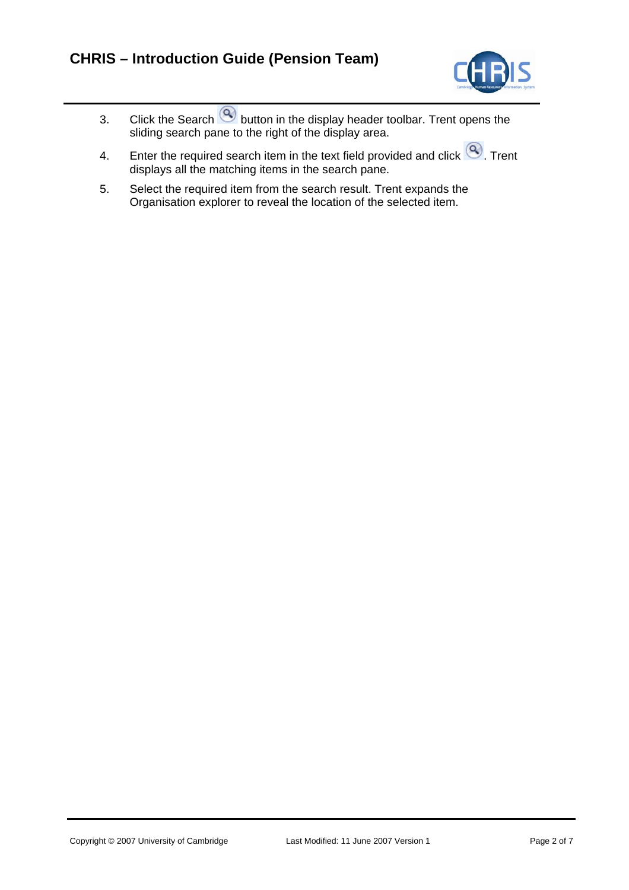3. Click the Search button in the display header toolbar. Trent opens the sliding search pane to the right of the display area.
4. Enter the required search item in the text field provided and click . Trent displays all the matching items in the search pane.
5. Select the required item from the search result. Trent expands the Organisation explorer to reveal the location of the selected item.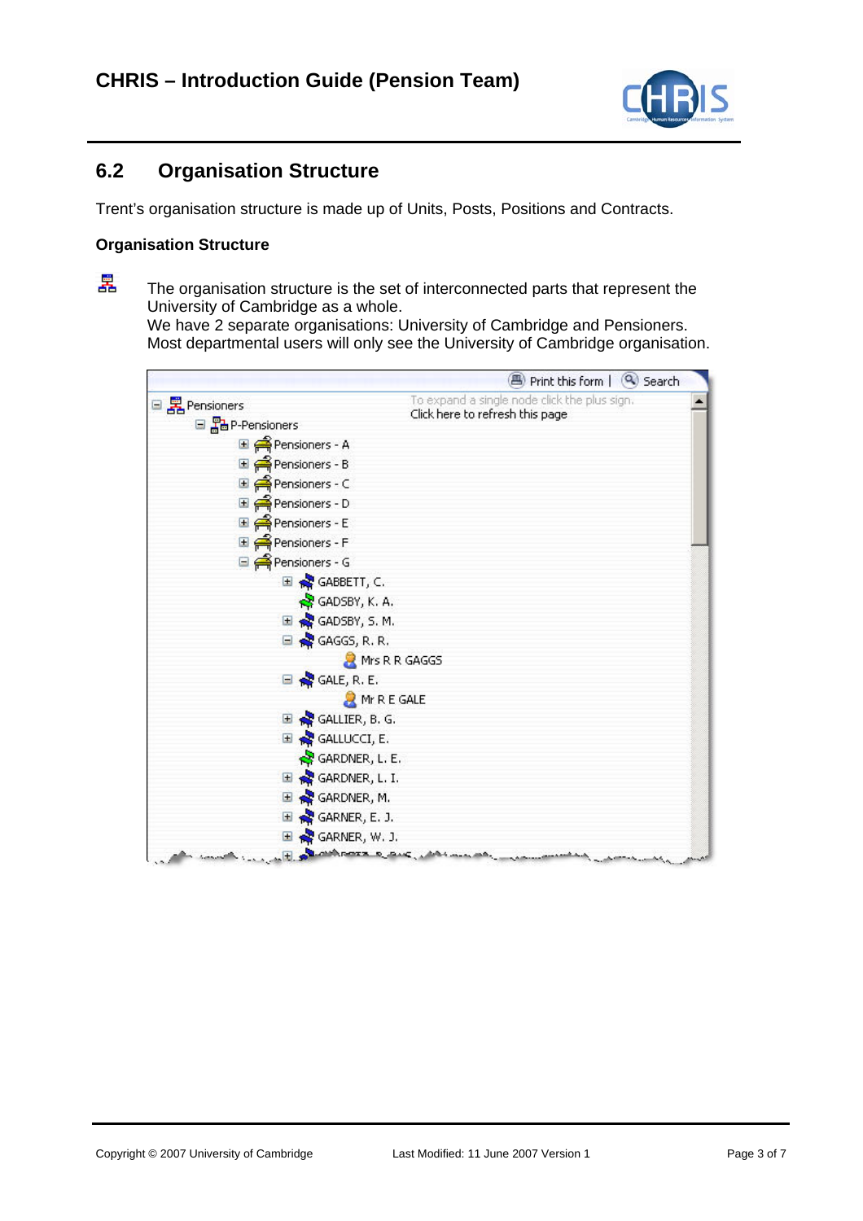## 6.2 Organisation Structure

Trent's organisation structure is made up of Units, Posts, Positions and Contracts.

### Organisation Structure

The organisation structure is the set of interconnected parts that represent the University of Cambridge as a whole.
We have 2 separate organisations: University of Cambridge and Pensioners.
Most departmental users will only see the University of Cambridge organisation.

Print this form | Search

To expand a single node click the plus sign.
Click here to refresh this page

- Pensioners
  - P-Pensioners
    - Pensioners - A
    - Pensioners - B
    - Pensioners - C
    - Pensioners - D
    - Pensioners - E
    - Pensioners - F
    - Pensioners - G
      - GABBETT, C.
      - GADSBY, K. A.
      - GADSBY, S. M.
      - GAGGS, R. R.
        - Mrs R R GAGGS
      - GALE, R. E.
        - Mr R E GALE
      - GALLIER, B. G.
      - GALLUCCI, E.
      - GARDNER, L. E.
      - GARDNER, L. I.
      - GARDNER, M.
      - GARNER, E. J.
      - GARNER, W. J.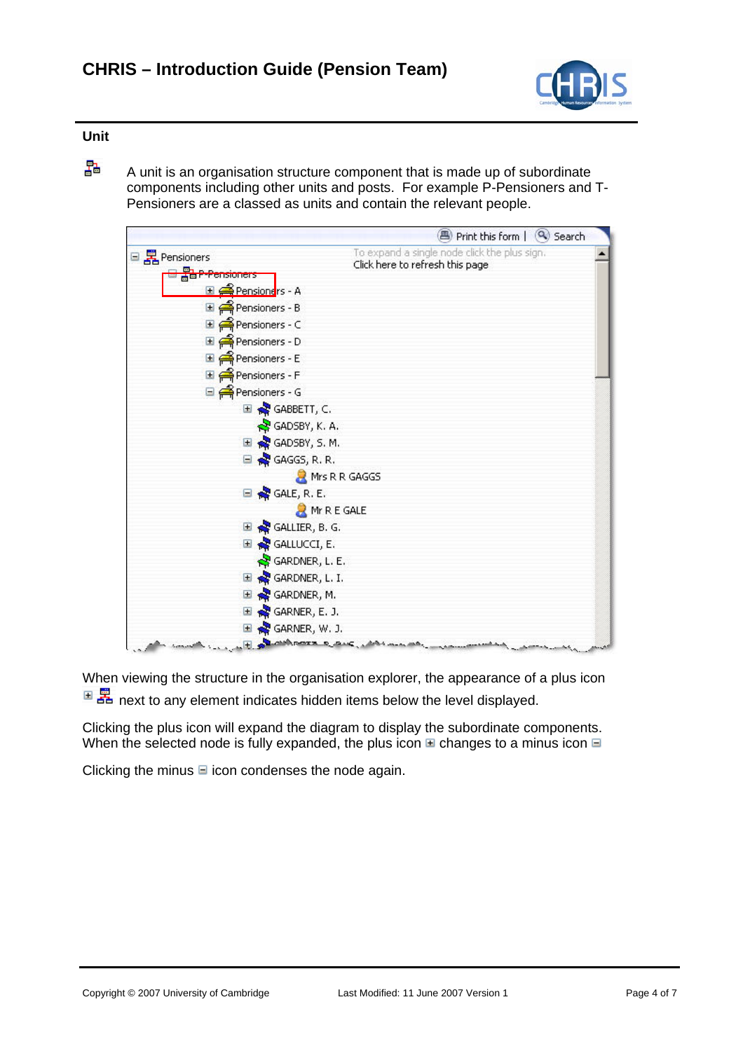## Unit

A unit is an organisation structure component that is made up of subordinate components including other units and posts. For example P-Pensioners and T-Pensioners are a classed as units and contain the relevant people.

When viewing the structure in the organisation explorer, the appearance of a plus icon next to any element indicates hidden items below the level displayed.

Clicking the plus icon will expand the diagram to display the subordinate components. When the selected node is fully expanded, the plus icon changes to a minus icon

Clicking the minus icon condenses the node again.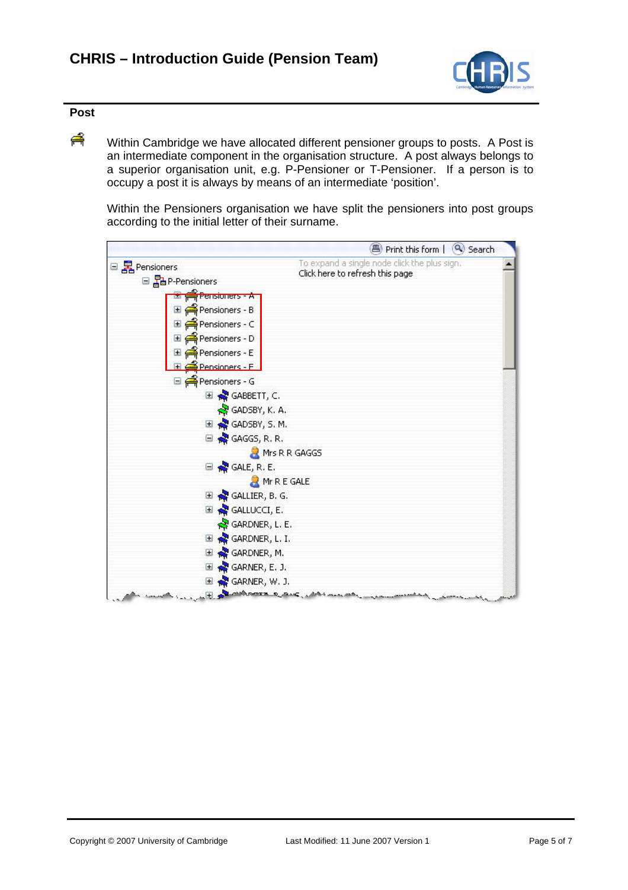## Post

Within Cambridge we have allocated different pensioner groups to posts. A Post is an intermediate component in the organisation structure. A post always belongs to a superior organisation unit, e.g. P-Pensioner or T-Pensioner. If a person is to occupy a post it is always by means of an intermediate 'position'.

Within the Pensioners organisation we have split the pensioners into post groups according to the initial letter of their surname.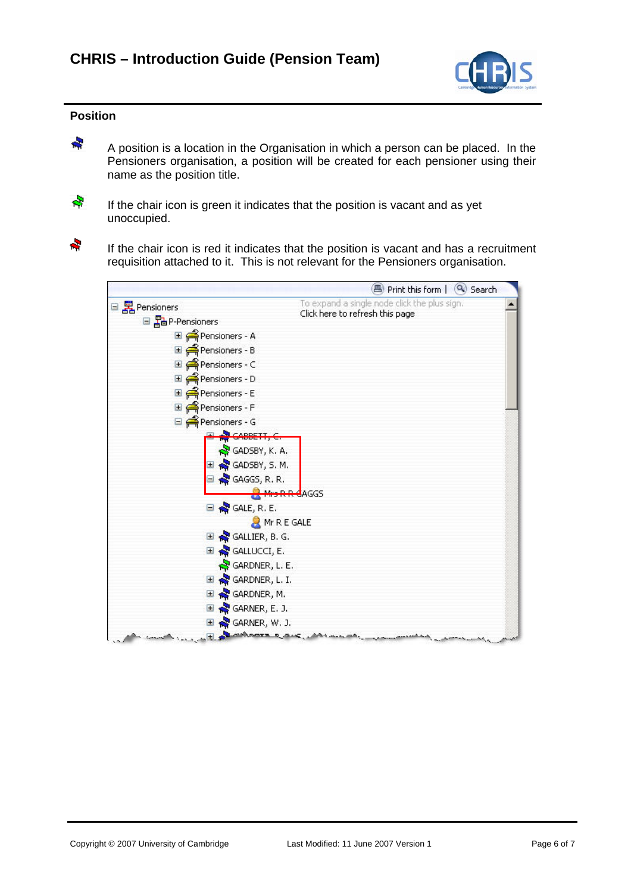## Position

A position is a location in the Organisation in which a person can be placed. In the Pensioners organisation, a position will be created for each pensioner using their name as the position title.

If the chair icon is green it indicates that the position is vacant and as yet unoccupied.

If the chair icon is red it indicates that the position is vacant and has a recruitment requisition attached to it. This is not relevant for the Pensioners organisation.

Print this form | Search

To expand a single node click the plus sign.
Click here to refresh this page

- Pensioners
  - P-Pensioners
    - Pensioners - A
    - Pensioners - B
    - Pensioners - C
    - Pensioners - D
    - Pensioners - E
    - Pensioners - F
    - Pensioners - G
      - GABBETT, C.
      - GADSBY, K. A.
      - GADSBY, S. M.
      - GAGGS, R. R.
        - Mrs R R GAGGS
      - GALE, R. E.
        - Mr R E GALE
      - GALLIER, B. G.
      - GALLUCCI, E.
      - GARDNER, L. E.
      - GARDNER, L. I.
      - GARDNER, M.
      - GARNER, E. J.
      - GARNER, W. J.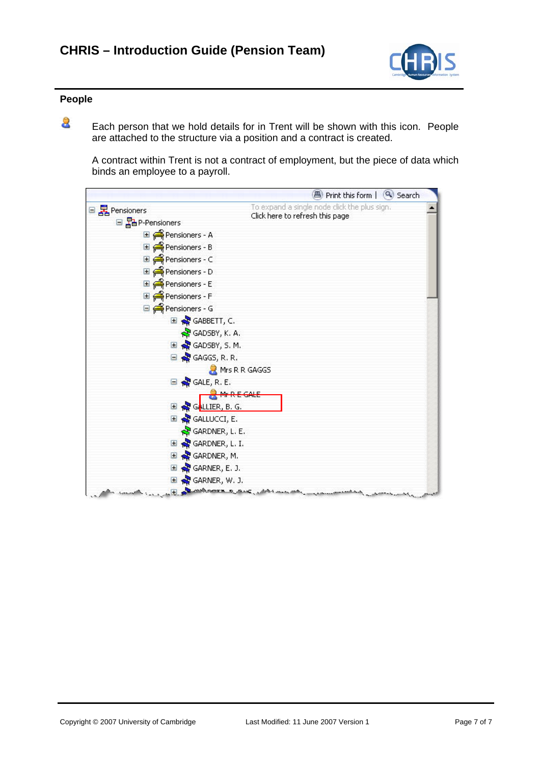## People

Each person that we hold details for in Trent will be shown with this icon. People are attached to the structure via a position and a contract is created.

A contract within Trent is not a contract of employment, but the piece of data which binds an employee to a payroll.

Print this form | Search

To expand a single node click the plus sign.
Click here to refresh this page

Pensioners
P-Pensioners
Pensioners - A
Pensioners - B
Pensioners - C
Pensioners - D
Pensioners - E
Pensioners - F
Pensioners - G
GABBETT, C.
GADSBY, K. A.
GADSBY, S. M.
GAGGS, R. R.
Mrs R R GAGGS
GALE, R. E.
Mr R E GALE
GALLIER, B. G.
GALLUCCI, E.
GARDNER, L. E.
GARDNER, L. I.
GARDNER, M.
GARNER, E. J.
GARNER, W. J.